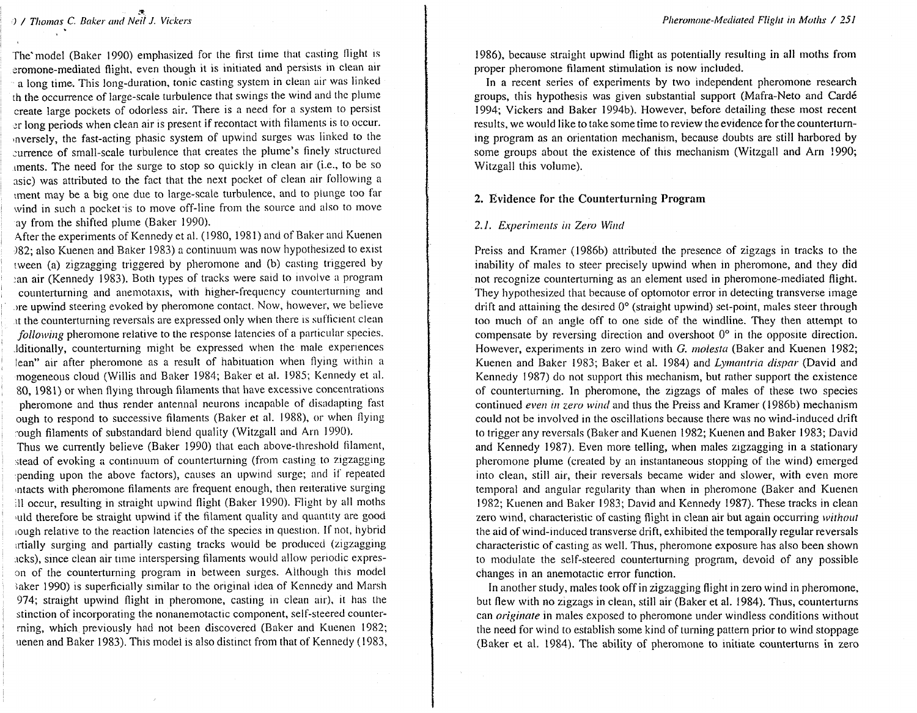The model (Baker 1990) emphasized for the first time that casting flight is eromone-mediated flight, even though it is initiated and persists in clean air a long time. This long-duration, tonic casting system in clean air was linked th the occurrence of large-scale turbulence that swings the wind and the plume create large pockets of odorless air. There is a need for a system to persist er long periods when clean air is present if recontact with filaments is to occur. nversely, the fast-acting phasic system of upwind surges was linked to the currence of small-scale turbulence that creates the plume's finely structured iments. The need for the surge to stop so quickly in clean air (i.e., to be so asic) was attributed to the fact that the next pocket of clean air following a iment may be a big one due to large-scale turbulence, and to plunge too far wind in such a pocket is to move off-line from the source and also to move ay from the shifted plume (Baker 1990).

After the experiments of Kennedy et al. (1980, 1981) and of Baker and Kuenen )82; also Kuenen and Baker 1983) a continuum was now hypothesized to exist tween (a) zigzagging triggered by pheromone and (b) casting triggered by ean air (Kennedy 1983). Both types of tracks were said to involve a program counterturning and anemotaxis, with higher-frequency counterturning and ore upwind steering evoked by pheromone contact. Now, however, we believe at the counterturning reversals are expressed only when there is sufficient clean *following* pheromone relative to the response latencies of a particular species. dditionally, counterturning might be expressed when the male experiences lean" air after pheromone as a result of habituation when flying within a mogeneous cloud (Willis and Baker 1984; Baker et al. 1985; Kennedy et al. 80, 1981) or when flying through filaments that have excessive concentrations pheromone and thus render antennal neurons incapable of disadapting fast ough to respond to successive filaments (Baker et al. 1988), or when flying rough filaments of substandard blend quality (Witzgall and Arn 1990).

Thus we currently believe (Baker 1990) that each above-threshold filament, stead of evoking a continuum of counterturning (from casting to zigzagging pending upon the above factors), causes an upwind surge; and if repeated ntacts with pheromone filaments are frequent enough, then reiterative surging ill occur, resulting in straight upwind flight (Baker 1990). Flight by all moths uld therefore be straight upwind if the filament quality and quantity are good iough relative to the reaction latencies of the species in question. If not, hybrid rtially surging and partially casting tracks would be produced (zigzagging acks), since clean air time interspersing filaments would allow periodic expreson of the counterturning program in between surges. Although this model aker 1990) is superficially similar to the original idea of Kennedy and Marsh 974; straight upwind flight in pheromone, casting in clean air), it has the stinction of incorporating the nonanemotactic component, self-steered counterrning, which previously had not been discovered (Baker and Kuenen 1982; uenen and Baker 1983). This model is also distinct from that of Kennedy (1983, 1986), because straight upwind flight as potentially resulting in all moths from proper pheromone filament stimulation is now included.

In a recent series of experiments by two independent pheromone research groups, this hypothesis was given substantial support (Mafra-Neto and Cardé 1994; Vickers and Baker 1994b). However, before detailing these most recent results, we would like to take some time to review the evidence for the counterturning program as an orientation mechanism, because doubts are still harbored by some groups about the existence of this mechanism (Witzgall and Arn 1990; Witzgall this volume).

## 2. Evidence for the Counterturning Program

### *2.1. Experiments in Zero Wind*

Preiss and Kramer (1986b) attributed the presence of zigzags in tracks to the inability of males to steer precisely upwind when in pheromone, and they did not recognize counterturning as an element used in pheromone-mediated flight. They hypothesized that because of optomotor error in detecting transverse image drift and attaining the desired 0° (straight upwind) set-point, males steer through too much of an angle off to one side of the windline. They then attempt to compensate by reversing direction and overshoot 0° in the opposite direction. However, experiments in zero wind with *G. molesta* (Baker and Kuenen 1982; Kuenen and Baker 1983; Baker et al. 1984) and *Lymantria dispar* (David and Kennedy 1987) do not support this mechanism, but rather support the existence of counterturning. In pheromone, the zigzags of males of these two species continued *even in zero wind* and thus the Preiss and Kramer (1986b) mechanism could not be involved in the oscillations because there was no wind-induced drift to trigger any reversals (Baker and Kuenen 1982; Kuenen and Baker 1983; David and Kennedy 1987). Even more telling, when males zigzagging in a stationary pheromone plume (created by an instantaneous stopping of the wind) emerged into clean, still air, their reversals became wider and slower, with even more temporal and angular regularity than when in pheromone (Baker and Kuenen 1982; Kuenen and Baker 1983; David and Kennedy 1987). These tracks in clean zero wind, characteristic of casting flight in clean air but again occurring *without* the aid of wind-induced transverse drift, exhibited the temporally regular reversals characteristic of casting as well. Thus, pheromone exposure has also been shown to modulate the self-steered counterturning program, devoid of any possible changes in an anemotactic error function.

In another study, males took off in zigzagging flight in zero wind in pheromone, but flew with no zigzags in clean, still air (Baker et al. 1984). Thus, counterturns can *originate* in males exposed to pheromone under windless conditions without the need for wind to establish some kind of turning pattern prior to wind stoppage (Baker et al. 1984). The ability of pheromone to initiate counterturns in zero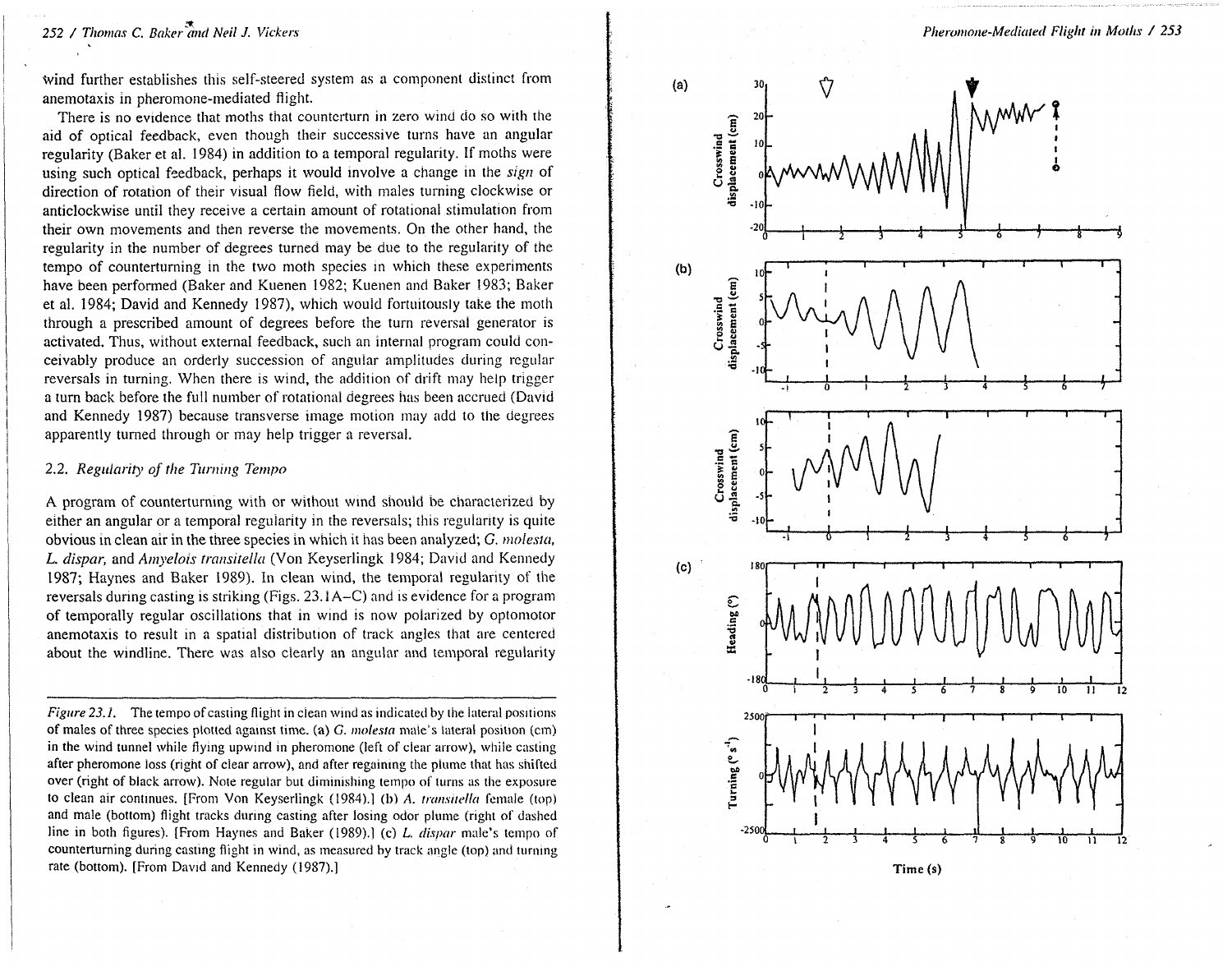wind further establishes this self-steered system as a component distinct from anemotaxis in pheromone-mediated flight.

There is no evidence that moths that counterturn in zero wind do so with the aid of optical feedback, even though their successive turns have an angular regularity (Baker et al. 1984) in addition to a temporal regularity. If moths were using such optical feedback, perhaps it would involve a change in the *sign* of direction of rotation of their visual flow field, with males turning clockwise or anticlockwise until they receive a certain amount of rotational stimulation from their own movements and then reverse the movements. On the other hand, the regularity in the number of degrees turned may be due to the regularity of the tempo of counterturning in the two moth species in which these experiments have been performed (Baker and Kuenen 1982; Kuenen and Baker 1983; Baker et al. 1984; David and Kennedy 1987), which would fortuitously take the moth through a prescribed amount of degrees before the turn reversal generator is activated. Thus, without external feedback, such an internal program could conceivably produce an orderly succession of angular amplitudes during regular reversals in turning. When there is wind, the addition of drift may help trigger a turn back before the full number of rotational degrees has been accrued (David and Kennedy 1987) because transverse image motion may add to the degrees apparently turned through or may help trigger a reversal.

### 2.2. *Regularity of the Turning Tempo*

A program of counterturning with or without wind should be characterized by either an angular or a temporal regularity in the reversals; this regularity is quite obvious in clean air in the three species in which it has been analyzed; *G. molesta*, *L. dispar*, and *Amyelois transitella* (Von Keyserlingk 1984; David and Kennedy 1987; Haynes and Baker 1989). In clean wind, the temporal regularity of the reversals during casting is striking (Figs. 23.1A–C) and is evidence for a program of temporally regular oscillations that in wind is now polarized by optomotor anemotaxis to result in a spatial distribution of track angles that are centered about the windline. There was also clearly an angular and temporal regularity

*Figure 23.1.* The tempo of casting flight in clean wind as indicated by the lateral positions of males of three species plotted against time. (a) *G. molesta* male's lateral position (cm) in the wind tunnel while flying upwind in pheromone (left of clear arrow), while casting after pheromone loss (right of clear arrow), and after regaining the plume that has shifted over (right of black arrow). Note regular but diminishing tempo of turns as the exposure to clean air continues. [From Von Keyserlingk (1984).] (b) *A. transitella* female (top) and male (bottom) flight tracks during casting after losing odor plume (right of dashed line in both figures). [From Haynes and Baker (1989).] (c) *L. dispar* male's tempo of counterturning during casting flight in wind, as measured by track angle (top) and turning rate (bottom). [From David and Kennedy (1987).]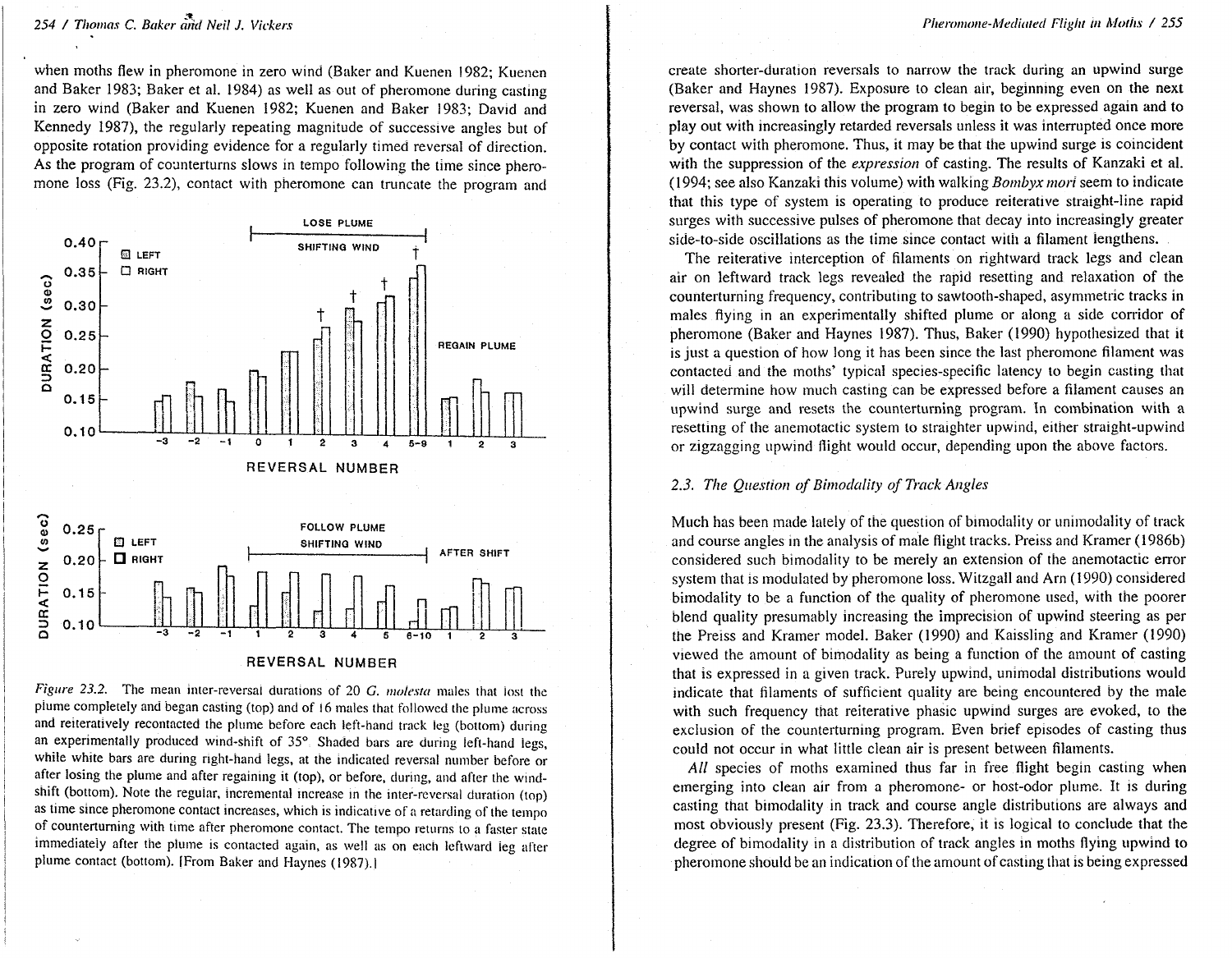when moths flew in pheromone in zero wind (Baker and Kuenen 1982; Kuenen and Baker 1983; Baker et al. 1984) as well as out of pheromone during casting in zero wind (Baker and Kuenen 1982; Kuenen and Baker 1983; David and Kennedy 1987), the regularly repeating magnitude of successive angles but of opposite rotation providing evidence for a regularly timed reversal of direction. As the program of counterturns slows in tempo following the time since pheromone loss (Fig. 23.2), contact with pheromone can truncate the program and

*Figure 23.2.* The mean inter-reversal durations of 20 *G. molesta* males that lost the plume completely and began casting (top) and of 16 males that followed the plume across and reiteratively recontacted the plume before each left-hand track leg (bottom) during an experimentally produced wind-shift of 35°. Shaded bars are during left-hand legs, while white bars are during right-hand legs, at the indicated reversal number before or after losing the plume and after regaining it (top), or before, during, and after the wind-shift (bottom). Note the regular, incremental increase in the inter-reversal duration (top) as time since pheromone contact increases, which is indicative of a retarding of the tempo of counterturning with time after pheromone contact. The tempo returns to a faster state immediately after the plume is contacted again, as well as on each leftward leg after plume contact (bottom). [From Baker and Haynes (1987).]

create shorter-duration reversals to narrow the track during an upwind surge (Baker and Haynes 1987). Exposure to clean air, beginning even on the next reversal, was shown to allow the program to begin to be expressed again and to play out with increasingly retarded reversals unless it was interrupted once more by contact with pheromone. Thus, it may be that the upwind surge is coincident with the suppression of the *expression* of casting. The results of Kanzaki et al. (1994; see also Kanzaki this volume) with walking *Bombyx mori* seem to indicate that this type of system is operating to produce reiterative straight-line rapid surges with successive pulses of pheromone that decay into increasingly greater side-to-side oscillations as the time since contact with a filament lengthens.

The reiterative interception of filaments on rightward track legs and clean air on leftward track legs revealed the rapid resetting and relaxation of the counterturning frequency, contributing to sawtooth-shaped, asymmetric tracks in males flying in an experimentally shifted plume or along a side corridor of pheromone (Baker and Haynes 1987). Thus, Baker (1990) hypothesized that it is just a question of how long it has been since the last pheromone filament was contacted and the moths' typical species-specific latency to begin casting that will determine how much casting can be expressed before a filament causes an upwind surge and resets the counterturning program. In combination with a resetting of the anemotactic system to straighter upwind, either straight-upwind or zigzagging upwind flight would occur, depending upon the above factors.

### 2.3. The Question of Bimodality of Track Angles

Much has been made lately of the question of bimodality or unimodality of track and course angles in the analysis of male flight tracks. Preiss and Kramer (1986b) considered such bimodality to be merely an extension of the anemotactic error system that is modulated by pheromone loss. Witzgall and Arn (1990) considered bimodality to be a function of the quality of pheromone used, with the poorer blend quality presumably increasing the imprecision of upwind steering as per the Preiss and Kramer model. Baker (1990) and Kaissling and Kramer (1990) viewed the amount of bimodality as being a function of the amount of casting that is expressed in a given track. Purely upwind, unimodal distributions would indicate that filaments of sufficient quality are being encountered by the male with such frequency that reiterative phasic upwind surges are evoked, to the exclusion of the counterturning program. Even brief episodes of casting thus could not occur in what little clean air is present between filaments.

*All* species of moths examined thus far in free flight begin casting when emerging into clean air from a pheromone- or host-odor plume. It is during casting that bimodality in track and course angle distributions are always and most obviously present (Fig. 23.3). Therefore, it is logical to conclude that the degree of bimodality in a distribution of track angles in moths flying upwind to pheromone should be an indication of the amount of casting that is being expressed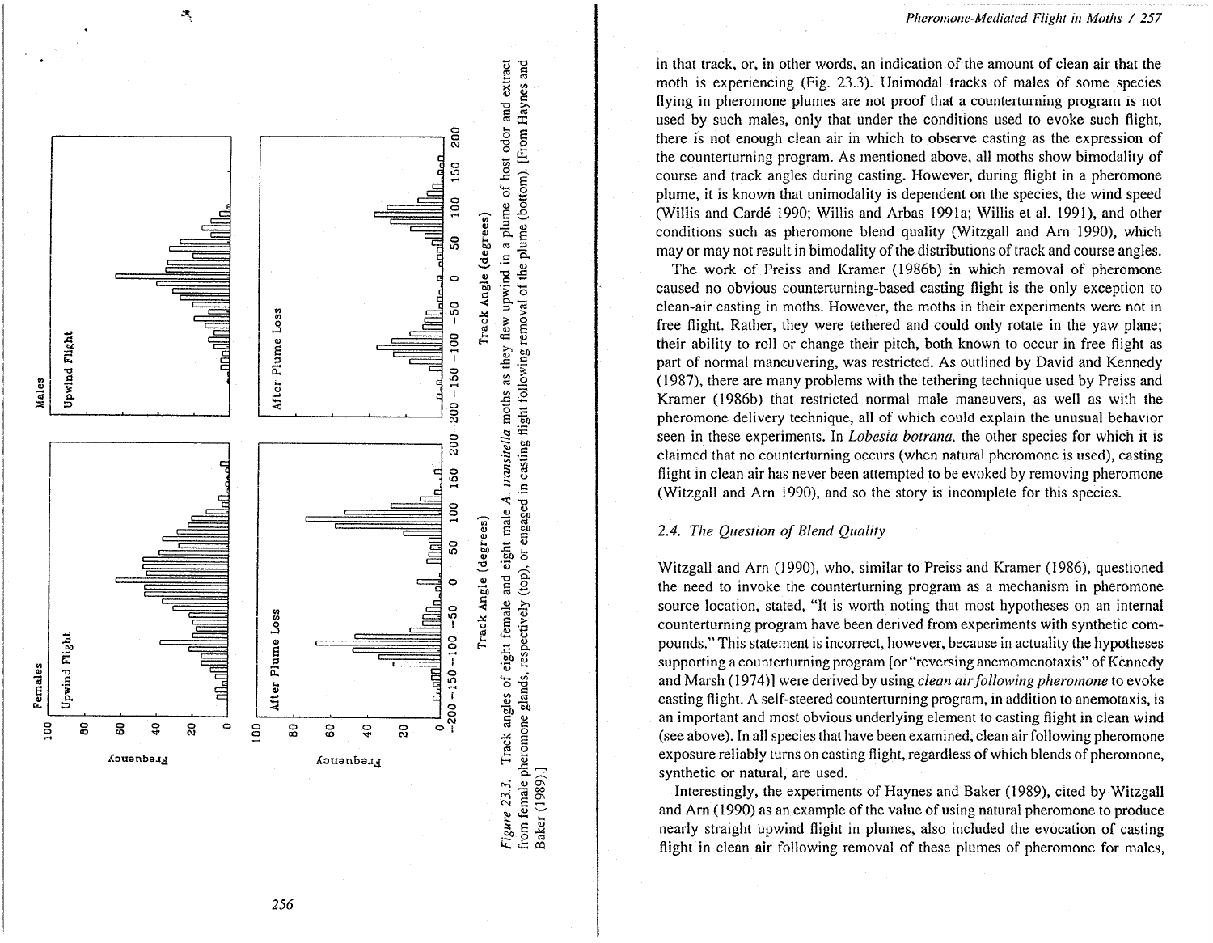Figure 23.3. Track angles of eight female and eight male *A. transitella* moths as they flew upwind in a plume of host odor and extract from female pheromone glands, respectively (top), or engaged in casting flight following removal of the plume (bottom). [From Haynes and Baker (1989).]

in that track, or, in other words, an indication of the amount of clean air that the moth is experiencing (Fig. 23.3). Unimodal tracks of males of some species flying in pheromone plumes are not proof that a counterturning program is not used by such males, only that under the conditions used to evoke such flight, there is not enough clean air in which to observe casting as the expression of the counterturning program. As mentioned above, all moths show bimodality of course and track angles during casting. However, during flight in a pheromone plume, it is known that unimodality is dependent on the species, the wind speed (Willis and Cardé 1990; Willis and Arbas 1991a; Willis et al. 1991), and other conditions such as pheromone blend quality (Witzgall and Arn 1990), which may or may not result in bimodality of the distributions of track and course angles.

The work of Preiss and Kramer (1986b) in which removal of pheromone caused no obvious counterturning-based casting flight is the only exception to clean-air casting in moths. However, the moths in their experiments were not in free flight. Rather, they were tethered and could only rotate in the yaw plane; their ability to roll or change their pitch, both known to occur in free flight as part of normal maneuvering, was restricted. As outlined by David and Kennedy (1987), there are many problems with the tethering technique used by Preiss and Kramer (1986b) that restricted normal male maneuvers, as well as with the pheromone delivery technique, all of which could explain the unusual behavior seen in these experiments. In *Lobesia botrana*, the other species for which it is claimed that no counterturning occurs (when natural pheromone is used), casting flight in clean air has never been attempted to be evoked by removing pheromone (Witzgall and Arn 1990), and so the story is incomplete for this species.

### 2.4. The Question of Blend Quality

Witzgall and Arn (1990), who, similar to Preiss and Kramer (1986), questioned the need to invoke the counterturning program as a mechanism in pheromone source location, stated, "It is worth noting that most hypotheses on an internal counterturning program have been derived from experiments with synthetic compounds." This statement is incorrect, however, because in actuality the hypotheses supporting a counterturning program [or "reversing anemomenotaxis" of Kennedy and Marsh (1974)] were derived by using *clean air following pheromone* to evoke casting flight. A self-steered counterturning program, in addition to anemotaxis, is an important and most obvious underlying element to casting flight in clean wind (see above). In all species that have been examined, clean air following pheromone exposure reliably turns on casting flight, regardless of which blends of pheromone, synthetic or natural, are used.

Interestingly, the experiments of Haynes and Baker (1989), cited by Witzgall and Arn (1990) as an example of the value of using natural pheromone to produce nearly straight upwind flight in plumes, also included the evocation of casting flight in clean air following removal of these plumes of pheromone for males,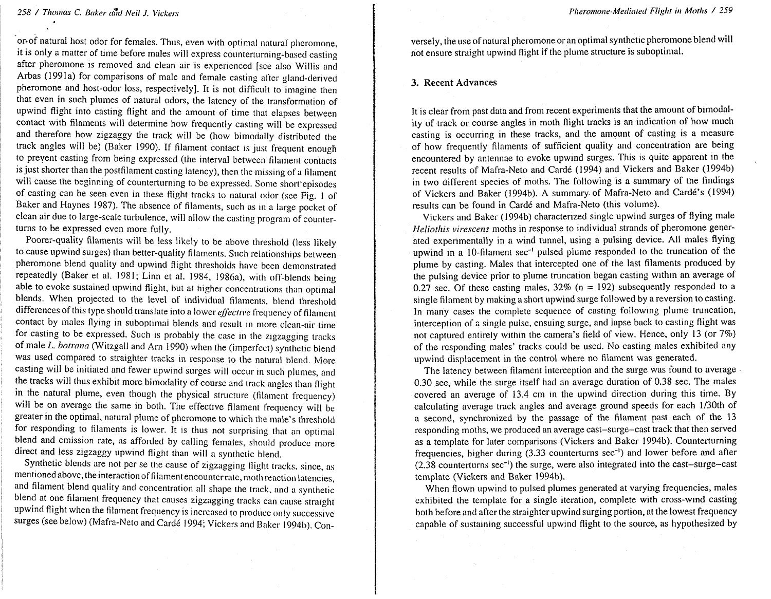or of natural host odor for females. Thus, even with optimal natural pheromone, it is only a matter of time before males will express counterturning-based casting after pheromone is removed and clean air is experienced [see also Willis and Arbas (1991a) for comparisons of male and female casting after gland-derived pheromone and host-odor loss, respectively]. It is not difficult to imagine then that even in such plumes of natural odors, the latency of the transformation of upwind flight into casting flight and the amount of time that elapses between contact with filaments will determine how frequently casting will be expressed and therefore how zigzaggy the track will be (how bimodally distributed the track angles will be) (Baker 1990). If filament contact is just frequent enough to prevent casting from being expressed (the interval between filament contacts is just shorter than the postfilament casting latency), then the missing of a filament will cause the beginning of counterturning to be expressed. Some short episodes of casting can be seen even in these flight tracks to natural odor (see Fig. 1 of Baker and Haynes 1987). The absence of filaments, such as in a large pocket of clean air due to large-scale turbulence, will allow the casting program of counterturns to be expressed even more fully.

Poorer-quality filaments will be less likely to be above threshold (less likely to cause upwind surges) than better-quality filaments. Such relationships between pheromone blend quality and upwind flight thresholds have been demonstrated repeatedly (Baker et al. 1981; Linn et al. 1984, 1986a), with off-blends being able to evoke sustained upwind flight, but at higher concentrations than optimal blends. When projected to the level of individual filaments, blend threshold differences of this type should translate into a lower *effective* frequency of filament contact by males flying in suboptimal blends and result in more clean-air time for casting to be expressed. Such is probably the case in the zigzagging tracks of male *L. botrana* (Witzgall and Arn 1990) when the (imperfect) synthetic blend was used compared to straighter tracks in response to the natural blend. More casting will be initiated and fewer upwind surges will occur in such plumes, and the tracks will thus exhibit more bimodality of course and track angles than flight in the natural plume, even though the physical structure (filament frequency) will be on average the same in both. The effective filament frequency will be greater in the optimal, natural plume of pheromone to which the male's threshold for responding to filaments is lower. It is thus not surprising that an optimal blend and emission rate, as afforded by calling females, should produce more direct and less zigzaggy upwind flight than will a synthetic blend.

Synthetic blends are not per se the cause of zigzagging flight tracks, since, as mentioned above, the interaction of filament encounter rate, moth reaction latencies, and filament blend quality and concentration all shape the track, and a synthetic blend at one filament frequency that causes zigzagging tracks can cause straight upwind flight when the filament frequency is increased to produce only successive surges (see below) (Mafra-Neto and Cardé 1994; Vickers and Baker 1994b). Conversely, the use of natural pheromone or an optimal synthetic pheromone blend will not ensure straight upwind flight if the plume structure is suboptimal.

## 3. Recent Advances

It is clear from past data and from recent experiments that the amount of bimodality of track or course angles in moth flight tracks is an indication of how much casting is occurring in these tracks, and the amount of casting is a measure of how frequently filaments of sufficient quality and concentration are being encountered by antennae to evoke upwind surges. This is quite apparent in the recent results of Mafra-Neto and Cardé (1994) and Vickers and Baker (1994b) in two different species of moths. The following is a summary of the findings of Vickers and Baker (1994b). A summary of Mafra-Neto and Cardé's (1994) results can be found in Cardé and Mafra-Neto (this volume).

Vickers and Baker (1994b) characterized single upwind surges of flying male *Heliothis virescens* moths in response to individual strands of pheromone generated experimentally in a wind tunnel, using a pulsing device. All males flying upwind in a 10-filament $sec^{-1}$ pulsed plume responded to the truncation of the plume by casting. Males that intercepted one of the last filaments produced by the pulsing device prior to plume truncation began casting within an average of 0.27 sec. Of these casting males, 32% (n = 192) subsequently responded to a single filament by making a short upwind surge followed by a reversion to casting. In many cases the complete sequence of casting following plume truncation, interception of a single pulse, ensuing surge, and lapse back to casting flight was not captured entirely within the camera's field of view. Hence, only 13 (or 7%) of the responding males' tracks could be used. No casting males exhibited any upwind displacement in the control where no filament was generated.

The latency between filament interception and the surge was found to average 0.30 sec, while the surge itself had an average duration of 0.38 sec. The males covered an average of 13.4 cm in the upwind direction during this time. By calculating average track angles and average ground speeds for each 1/30th of a second, synchronized by the passage of the filament past each of the 13 responding moths, we produced an average cast–surge–cast track that then served as a template for later comparisons (Vickers and Baker 1994b). Counterturning frequencies, higher during (3.33 counterturns $sec^{-1}$) and lower before and after (2.38 counterturns $sec^{-1}$) the surge, were also integrated into the cast–surge–cast template (Vickers and Baker 1994b).

When flown upwind to pulsed plumes generated at varying frequencies, males exhibited the template for a single iteration, complete with cross-wind casting both before and after the straighter upwind surging portion, at the lowest frequency capable of sustaining successful upwind flight to the source, as hypothesized by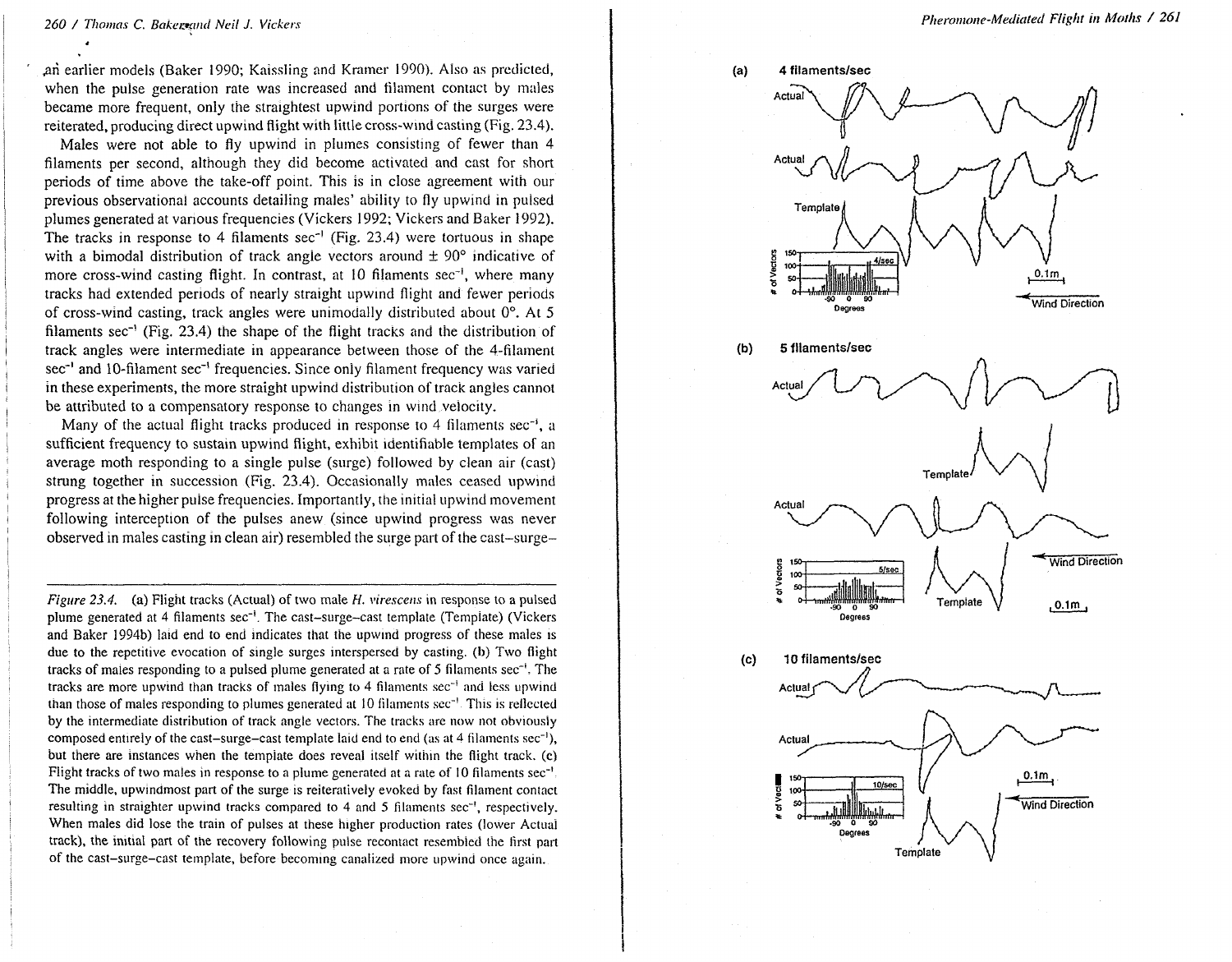an earlier models (Baker 1990; Kaissling and Kramer 1990). Also as predicted, when the pulse generation rate was increased and filament contact by males became more frequent, only the straightest upwind portions of the surges were reiterated, producing direct upwind flight with little cross-wind casting (Fig. 23.4).

Males were not able to fly upwind in plumes consisting of fewer than 4 filaments per second, although they did become activated and cast for short periods of time above the take-off point. This is in close agreement with our previous observational accounts detailing males' ability to fly upwind in pulsed plumes generated at various frequencies (Vickers 1992; Vickers and Baker 1992). The tracks in response to 4 filaments $\sec^{-1}$ (Fig. 23.4) were tortuous in shape with a bimodal distribution of track angle vectors around $\pm$ 90° indicative of more cross-wind casting flight. In contrast, at 10 filaments $\sec^{-1}$, where many tracks had extended periods of nearly straight upwind flight and fewer periods of cross-wind casting, track angles were unimodally distributed about 0°. At 5 filaments $\sec^{-1}$ (Fig. 23.4) the shape of the flight tracks and the distribution of track angles were intermediate in appearance between those of the 4-filament $\sec^{-1}$ and 10-filament $\sec^{-1}$ frequencies. Since only filament frequency was varied in these experiments, the more straight upwind distribution of track angles cannot be attributed to a compensatory response to changes in wind velocity.

Many of the actual flight tracks produced in response to 4 filaments $\sec^{-1}$, a sufficient frequency to sustain upwind flight, exhibit identifiable templates of an average moth responding to a single pulse (surge) followed by clean air (cast) strung together in succession (Fig. 23.4). Occasionally males ceased upwind progress at the higher pulse frequencies. Importantly, the initial upwind movement following interception of the pulses anew (since upwind progress was never observed in males casting in clean air) resembled the surge part of the cast–surge–

*Figure 23.4.* (a) Flight tracks (Actual) of two male *H. virescens* in response to a pulsed plume generated at 4 filaments $\sec^{-1}$. The cast–surge–cast template (Template) (Vickers and Baker 1994b) laid end to end indicates that the upwind progress of these males is due to the repetitive evocation of single surges interspersed by casting. (b) Two flight tracks of males responding to a pulsed plume generated at a rate of 5 filaments $\sec^{-1}$. The tracks are more upwind than tracks of males flying to 4 filaments $\sec^{-1}$ and less upwind than those of males responding to plumes generated at 10 filaments $\sec^{-1}$. This is reflected by the intermediate distribution of track angle vectors. The tracks are now not obviously composed entirely of the cast–surge–cast template laid end to end (as at 4 filaments $\sec^{-1}$), but there are instances when the template does reveal itself within the flight track. (c) Flight tracks of two males in response to a plume generated at a rate of 10 filaments $\sec^{-1}$. The middle, upwindmost part of the surge is reiteratively evoked by fast filament contact resulting in straighter upwind tracks compared to 4 and 5 filaments $\sec^{-1}$, respectively. When males did lose the train of pulses at these higher production rates (lower Actual track), the initial part of the recovery following pulse recontact resembled the first part of the cast–surge–cast template, before becoming canalized more upwind once again.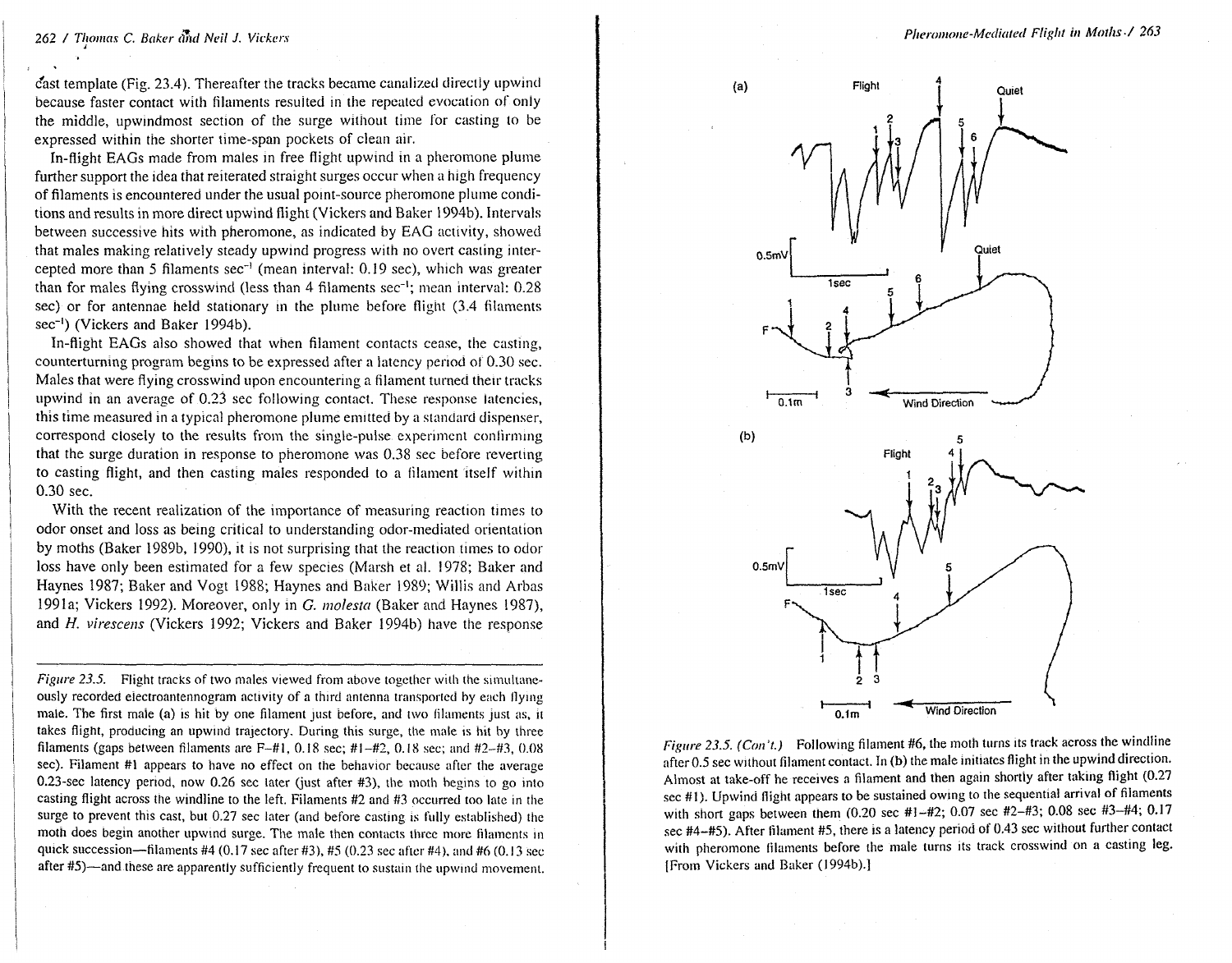cast template (Fig. 23.4). Thereafter the tracks became canalized directly upwind because faster contact with filaments resulted in the repeated evocation of only the middle, upwindmost section of the surge without time for casting to be expressed within the shorter time-span pockets of clean air.

In-flight EAGs made from males in free flight upwind in a pheromone plume further support the idea that reiterated straight surges occur when a high frequency of filaments is encountered under the usual point-source pheromone plume conditions and results in more direct upwind flight (Vickers and Baker 1994b). Intervals between successive hits with pheromone, as indicated by EAG activity, showed that males making relatively steady upwind progress with no overt casting intercepted more than 5 filaments $sec^{-1}$ (mean interval: 0.19 sec), which was greater than for males flying crosswind (less than 4 filaments $sec^{-1}$; mean interval: 0.28 sec) or for antennae held stationary in the plume before flight (3.4 filaments $sec^{-1}$) (Vickers and Baker 1994b).

In-flight EAGs also showed that when filament contacts cease, the casting, counterturning program begins to be expressed after a latency period of 0.30 sec. Males that were flying crosswind upon encountering a filament turned their tracks upwind in an average of 0.23 sec following contact. These response latencies, this time measured in a typical pheromone plume emitted by a standard dispenser, correspond closely to the results from the single-pulse experiment confirming that the surge duration in response to pheromone was 0.38 sec before reverting to casting flight, and then casting males responded to a filament itself within 0.30 sec.

With the recent realization of the importance of measuring reaction times to odor onset and loss as being critical to understanding odor-mediated orientation by moths (Baker 1989b, 1990), it is not surprising that the reaction times to odor loss have only been estimated for a few species (Marsh et al. 1978; Baker and Haynes 1987; Baker and Vogt 1988; Haynes and Baker 1989; Willis and Arbas 1991a; Vickers 1992). Moreover, only in *G. molesta* (Baker and Haynes 1987), and *H. virescens* (Vickers 1992; Vickers and Baker 1994b) have the response

*Figure 23.5.* Flight tracks of two males viewed from above together with the simultaneously recorded electroantennogram activity of a third antenna transported by each flying male. The first male (a) is hit by one filament just before, and two filaments just as, it takes flight, producing an upwind trajectory. During this surge, the male is hit by three filaments (gaps between filaments are F–#1, 0.18 sec; #1–#2, 0.18 sec; and #2–#3, 0.08 sec). Filament #1 appears to have no effect on the behavior because after the average 0.23-sec latency period, now 0.26 sec later (just after #3), the moth begins to go into casting flight across the windline to the left. Filaments #2 and #3 occurred too late in the surge to prevent this cast, but 0.27 sec later (and before casting is fully established) the moth does begin another upwind surge. The male then contacts three more filaments in quick succession—filaments #4 (0.17 sec after #3), #5 (0.23 sec after #4), and #6 (0.13 sec after #5)—and these are apparently sufficiently frequent to sustain the upwind movement.

*Figure 23.5. (Con't.)* Following filament #6, the moth turns its track across the windline after 0.5 sec without filament contact. In (b) the male initiates flight in the upwind direction. Almost at take-off he receives a filament and then again shortly after taking flight (0.27 sec #1). Upwind flight appears to be sustained owing to the sequential arrival of filaments with short gaps between them (0.20 sec #1–#2; 0.07 sec #2–#3; 0.08 sec #3–#4; 0.17 sec #4–#5). After filament #5, there is a latency period of 0.43 sec without further contact with pheromone filaments before the male turns its track crosswind on a casting leg. [From Vickers and Baker (1994b).]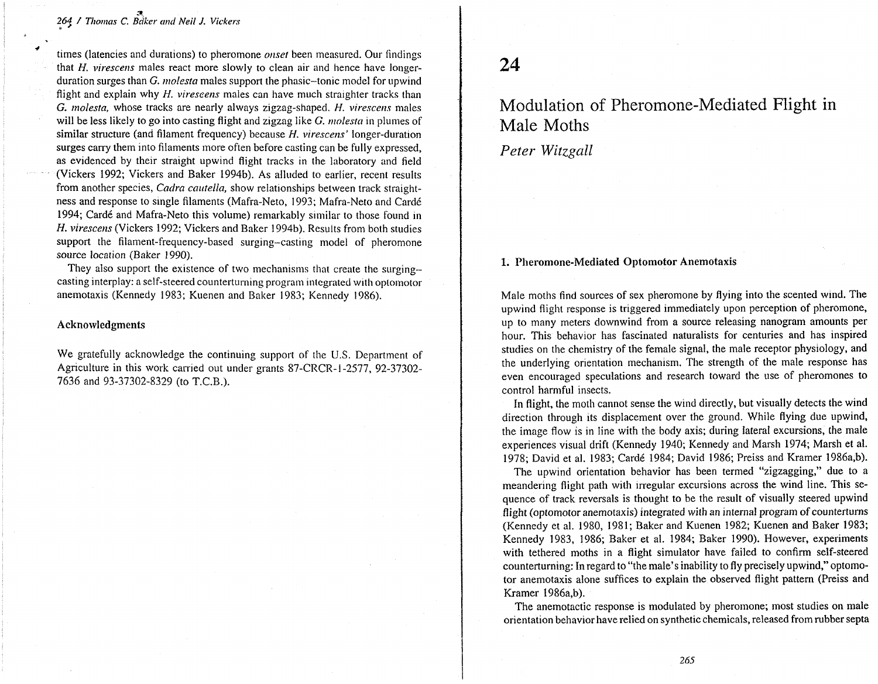times (latencies and durations) to pheromone *onset* been measured. Our findings that *H. virescens* males react more slowly to clean air and hence have longer-duration surges than *G. molesta* males support the phasic–tonic model for upwind flight and explain why *H. virescens* males can have much straighter tracks than *G. molesta*, whose tracks are nearly always zigzag-shaped. *H. virescens* males will be less likely to go into casting flight and zigzag like *G. molesta* in plumes of similar structure (and filament frequency) because *H. virescens'* longer-duration surges carry them into filaments more often before casting can be fully expressed, as evidenced by their straight upwind flight tracks in the laboratory and field (Vickers 1992; Vickers and Baker 1994b). As alluded to earlier, recent results from another species, *Cadra cautella*, show relationships between track straightness and response to single filaments (Mafra-Neto, 1993; Mafra-Neto and Cardé 1994; Cardé and Mafra-Neto this volume) remarkably similar to those found in *H. virescens* (Vickers 1992; Vickers and Baker 1994b). Results from both studies support the filament-frequency-based surging–casting model of pheromone source location (Baker 1990).

They also support the existence of two mechanisms that create the surging–casting interplay: a self-steered counterturning program integrated with optomotor anemotaxis (Kennedy 1983; Kuenen and Baker 1983; Kennedy 1986).

### Acknowledgments

We gratefully acknowledge the continuing support of the U.S. Department of Agriculture in this work carried out under grants 87-CRCR-1-2577, 92-37302-7636 and 93-37302-8329 (to T.C.B.).

# 24

# Modulation of Pheromone-Mediated Flight in Male Moths

*Peter Witzgall*

## 1. Pheromone-Mediated Optomotor Anemotaxis

Male moths find sources of sex pheromone by flying into the scented wind. The upwind flight response is triggered immediately upon perception of pheromone, up to many meters downwind from a source releasing nanogram amounts per hour. This behavior has fascinated naturalists for centuries and has inspired studies on the chemistry of the female signal, the male receptor physiology, and the underlying orientation mechanism. The strength of the male response has even encouraged speculations and research toward the use of pheromones to control harmful insects.

In flight, the moth cannot sense the wind directly, but visually detects the wind direction through its displacement over the ground. While flying due upwind, the image flow is in line with the body axis; during lateral excursions, the male experiences visual drift (Kennedy 1940; Kennedy and Marsh 1974; Marsh et al. 1978; David et al. 1983; Cardé 1984; David 1986; Preiss and Kramer 1986a,b).

The upwind orientation behavior has been termed "zigzagging," due to a meandering flight path with irregular excursions across the wind line. This sequence of track reversals is thought to be the result of visually steered upwind flight (*optomotor anemotaxis*) *integrated with an internal program of counterturns* (Kennedy et al. 1980, 1981; Baker and Kuenen 1982; Kuenen and Baker 1983; Kennedy 1983, 1986; Baker et al. 1984; Baker 1990). However, experiments with tethered moths in a flight simulator have failed to confirm self-steered counterturning: In regard to "the male's inability to fly precisely upwind," optomotor anemotaxis alone suffices to explain the observed flight pattern (Preiss and Kramer 1986a,b).

The anemotactic response is modulated by pheromone; most studies on male orientation behavior have relied on synthetic chemicals, released from rubber septa